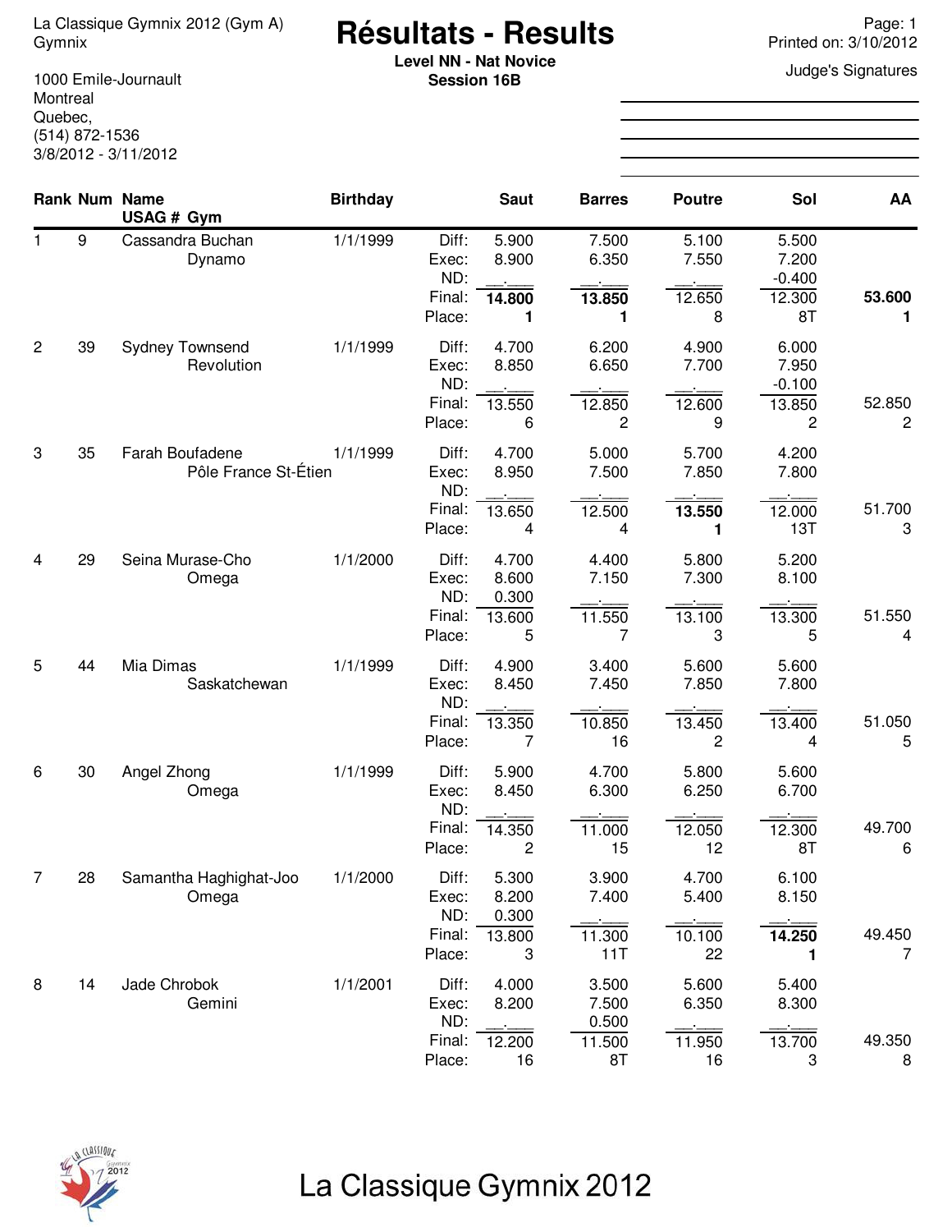La Classique Gymnix 2012 (Gym A)
Gymnix

1000 Emile-Journault
Montreal
Quebec,
(514) 872-1536
3/8/2012 - 3/11/2012

# Résultats - Results

**Level NN - Nat Novice**
**Session 16B**

Printed on: 3/10/2012

Judge's Signatures

| Rank | Num | Name / USAG # Gym | Birthday | | Saut | Barres | Poutre | Sol | AA |
|---|---|---|---|---|---|---|---|---|---|
| 1 | 9 | Cassandra Buchan | 1/1/1999 | Diff: | 5.900 | 7.500 | 5.100 | 5.500 | |
| | | Dynamo | | Exec: | 8.900 | 6.350 | 7.550 | 7.200 | |
| | | | | ND: | __.___ | __.___ | __.___ | -0.400 | |
| | | | | Final: | **14.800** | **13.850** | 12.650 | 12.300 | **53.600** |
| | | | | Place: | **1** | **1** | 8 | 8T | **1** |
| 2 | 39 | Sydney Townsend | 1/1/1999 | Diff: | 4.700 | 6.200 | 4.900 | 6.000 | |
| | | Revolution | | Exec: | 8.850 | 6.650 | 7.700 | 7.950 | |
| | | | | ND: | __.___ | __.___ | __.___ | -0.100 | |
| | | | | Final: | 13.550 | 12.850 | 12.600 | 13.850 | 52.850 |
| | | | | Place: | 6 | 2 | 9 | 2 | 2 |
| 3 | 35 | Farah Boufadene | 1/1/1999 | Diff: | 4.700 | 5.000 | 5.700 | 4.200 | |
| | | Pôle France St-Étien | | Exec: | 8.950 | 7.500 | 7.850 | 7.800 | |
| | | | | ND: | __.___ | __.___ | __.___ | __.___ | |
| | | | | Final: | 13.650 | 12.500 | **13.550** | 12.000 | 51.700 |
| | | | | Place: | 4 | 4 | **1** | 13T | 3 |
| 4 | 29 | Seina Murase-Cho | 1/1/2000 | Diff: | 4.700 | 4.400 | 5.800 | 5.200 | |
| | | Omega | | Exec: | 8.600 | 7.150 | 7.300 | 8.100 | |
| | | | | ND: | 0.300 | __.___ | __.___ | __.___ | |
| | | | | Final: | 13.600 | 11.550 | 13.100 | 13.300 | 51.550 |
| | | | | Place: | 5 | 7 | 3 | 5 | 4 |
| 5 | 44 | Mia Dimas | 1/1/1999 | Diff: | 4.900 | 3.400 | 5.600 | 5.600 | |
| | | Saskatchewan | | Exec: | 8.450 | 7.450 | 7.850 | 7.800 | |
| | | | | ND: | __.___ | __.___ | __.___ | __.___ | |
| | | | | Final: | 13.350 | 10.850 | 13.450 | 13.400 | 51.050 |
| | | | | Place: | 7 | 16 | 2 | 4 | 5 |
| 6 | 30 | Angel Zhong | 1/1/1999 | Diff: | 5.900 | 4.700 | 5.800 | 5.600 | |
| | | Omega | | Exec: | 8.450 | 6.300 | 6.250 | 6.700 | |
| | | | | ND: | __.___ | __.___ | __.___ | __.___ | |
| | | | | Final: | 14.350 | 11.000 | 12.050 | 12.300 | 49.700 |
| | | | | Place: | 2 | 15 | 12 | 8T | 6 |
| 7 | 28 | Samantha Haghighat-Joo | 1/1/2000 | Diff: | 5.300 | 3.900 | 4.700 | 6.100 | |
| | | Omega | | Exec: | 8.200 | 7.400 | 5.400 | 8.150 | |
| | | | | ND: | 0.300 | __.___ | __.___ | __.___ | |
| | | | | Final: | 13.800 | 11.300 | 10.100 | **14.250** | 49.450 |
| | | | | Place: | 3 | 11T | 22 | **1** | 7 |
| 8 | 14 | Jade Chrobok | 1/1/2001 | Diff: | 4.000 | 3.500 | 5.600 | 5.400 | |
| | | Gemini | | Exec: | 8.200 | 7.500 | 6.350 | 8.300 | |
| | | | | ND: | __.___ | 0.500 | __.___ | __.___ | |
| | | | | Final: | 12.200 | 11.500 | 11.950 | 13.700 | 49.350 |
| | | | | Place: | 16 | 8T | 16 | 3 | 8 |

La Classique Gymnix 2012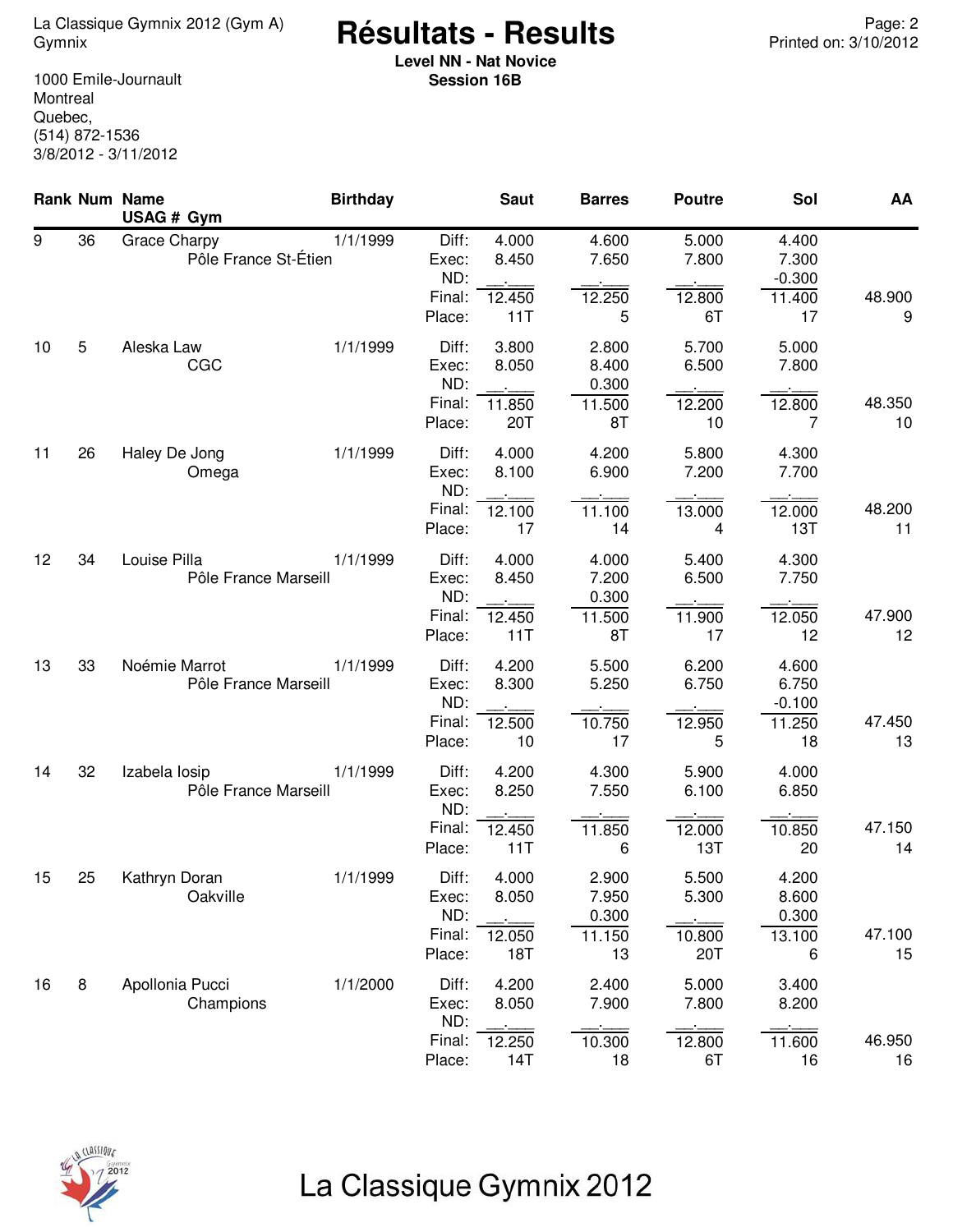# Résultats - Results

La Classique Gymnix 2012 (Gym A)
Gymnix

1000 Emile-Journault
Montreal
Quebec,
(514) 872-1536
3/8/2012 - 3/11/2012

**Level NN - Nat Novice**
**Session 16B**

Printed on: 3/10/2012

| Rank | Num | Name / USAG # Gym | Birthday | | Saut | Barres | Poutre | Sol | AA |
|---|---|---|---|---|---|---|---|---|---|
| 9 | 36 | Grace Charpy | 1/1/1999 | Diff: | 4.000 | 4.600 | 5.000 | 4.400 | |
| | | Pôle France St-Étien | | Exec: | 8.450 | 7.650 | 7.800 | 7.300 | |
| | | | | ND: | __.___ | __.___ | __.___ | -0.300 | |
| | | | | Final: | 12.450 | 12.250 | 12.800 | 11.400 | 48.900 |
| | | | | Place: | 11T | 5 | 6T | 17 | 9 |
| 10 | 5 | Aleska Law | 1/1/1999 | Diff: | 3.800 | 2.800 | 5.700 | 5.000 | |
| | | CGC | | Exec: | 8.050 | 8.400 | 6.500 | 7.800 | |
| | | | | ND: | __.___ | 0.300 | __.___ | __.___ | |
| | | | | Final: | 11.850 | 11.500 | 12.200 | 12.800 | 48.350 |
| | | | | Place: | 20T | 8T | 10 | 7 | 10 |
| 11 | 26 | Haley De Jong | 1/1/1999 | Diff: | 4.000 | 4.200 | 5.800 | 4.300 | |
| | | Omega | | Exec: | 8.100 | 6.900 | 7.200 | 7.700 | |
| | | | | ND: | __.___ | __.___ | __.___ | __.___ | |
| | | | | Final: | 12.100 | 11.100 | 13.000 | 12.000 | 48.200 |
| | | | | Place: | 17 | 14 | 4 | 13T | 11 |
| 12 | 34 | Louise Pilla | 1/1/1999 | Diff: | 4.000 | 4.000 | 5.400 | 4.300 | |
| | | Pôle France Marseill | | Exec: | 8.450 | 7.200 | 6.500 | 7.750 | |
| | | | | ND: | __.___ | 0.300 | __.___ | __.___ | |
| | | | | Final: | 12.450 | 11.500 | 11.900 | 12.050 | 47.900 |
| | | | | Place: | 11T | 8T | 17 | 12 | 12 |
| 13 | 33 | Noémie Marrot | 1/1/1999 | Diff: | 4.200 | 5.500 | 6.200 | 4.600 | |
| | | Pôle France Marseill | | Exec: | 8.300 | 5.250 | 6.750 | 6.750 | |
| | | | | ND: | __.___ | __.___ | __.___ | -0.100 | |
| | | | | Final: | 12.500 | 10.750 | 12.950 | 11.250 | 47.450 |
| | | | | Place: | 10 | 17 | 5 | 18 | 13 |
| 14 | 32 | Izabela Iosip | 1/1/1999 | Diff: | 4.200 | 4.300 | 5.900 | 4.000 | |
| | | Pôle France Marseill | | Exec: | 8.250 | 7.550 | 6.100 | 6.850 | |
| | | | | ND: | __.___ | __.___ | __.___ | __.___ | |
| | | | | Final: | 12.450 | 11.850 | 12.000 | 10.850 | 47.150 |
| | | | | Place: | 11T | 6 | 13T | 20 | 14 |
| 15 | 25 | Kathryn Doran | 1/1/1999 | Diff: | 4.000 | 2.900 | 5.500 | 4.200 | |
| | | Oakville | | Exec: | 8.050 | 7.950 | 5.300 | 8.600 | |
| | | | | ND: | __.___ | 0.300 | __.___ | 0.300 | |
| | | | | Final: | 12.050 | 11.150 | 10.800 | 13.100 | 47.100 |
| | | | | Place: | 18T | 13 | 20T | 6 | 15 |
| 16 | 8 | Apollonia Pucci | 1/1/2000 | Diff: | 4.200 | 2.400 | 5.000 | 3.400 | |
| | | Champions | | Exec: | 8.050 | 7.900 | 7.800 | 8.200 | |
| | | | | ND: | __.___ | __.___ | __.___ | __.___ | |
| | | | | Final: | 12.250 | 10.300 | 12.800 | 11.600 | 46.950 |
| | | | | Place: | 14T | 18 | 6T | 16 | 16 |

La Classique Gymnix 2012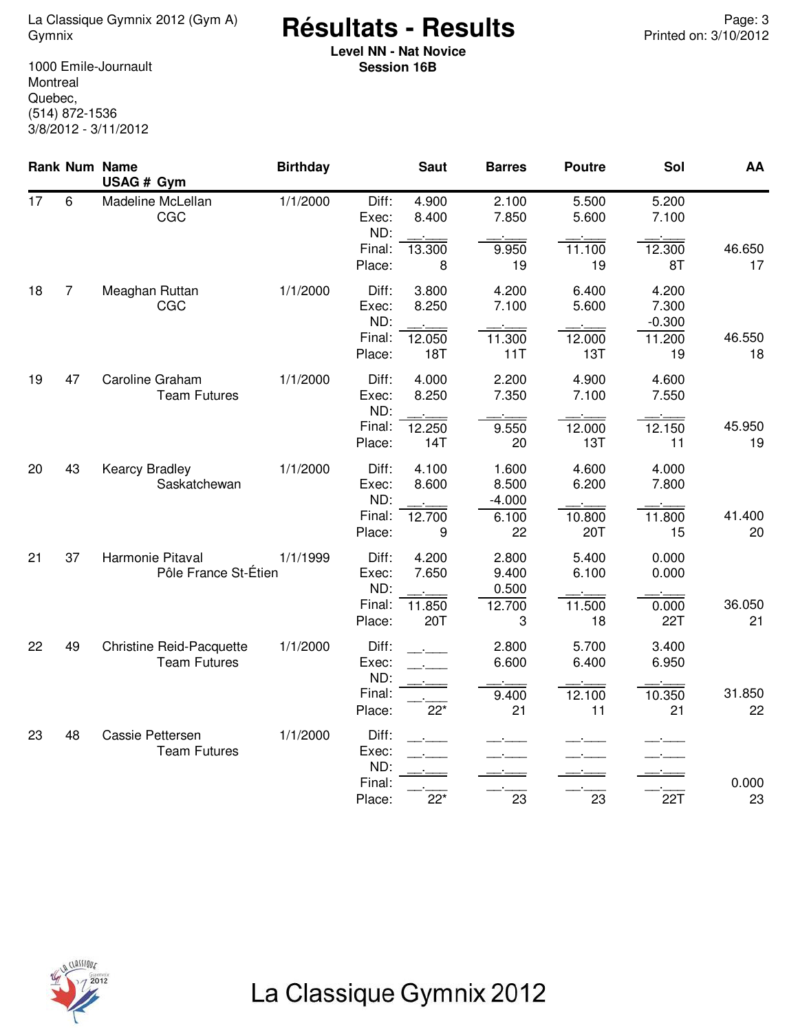La Classique Gymnix 2012 (Gym A)
Gymnix

1000 Emile-Journault
Montreal
Quebec,
(514) 872-1536
3/8/2012 - 3/11/2012

# Résultats - Results

**Level NN - Nat Novice**
**Session 16B**

Printed on: 3/10/2012

| Rank | Num | Name / USAG # Gym | Birthday | | Saut | Barres | Poutre | Sol | AA |
|---|---|---|---|---|---|---|---|---|---|
| 17 | 6 | Madeline McLellan | 1/1/2000 | Diff: | 4.900 | 2.100 | 5.500 | 5.200 | |
| | | CGC | | Exec: | 8.400 | 7.850 | 5.600 | 7.100 | |
| | | | | ND: | __.___ | __.___ | __.___ | __.___ | |
| | | | | Final: | 13.300 | 9.950 | 11.100 | 12.300 | 46.650 |
| | | | | Place: | 8 | 19 | 19 | 8T | 17 |
| 18 | 7 | Meaghan Ruttan | 1/1/2000 | Diff: | 3.800 | 4.200 | 6.400 | 4.200 | |
| | | CGC | | Exec: | 8.250 | 7.100 | 5.600 | 7.300 | |
| | | | | ND: | __.___ | __.___ | __.___ | -0.300 | |
| | | | | Final: | 12.050 | 11.300 | 12.000 | 11.200 | 46.550 |
| | | | | Place: | 18T | 11T | 13T | 19 | 18 |
| 19 | 47 | Caroline Graham | 1/1/2000 | Diff: | 4.000 | 2.200 | 4.900 | 4.600 | |
| | | Team Futures | | Exec: | 8.250 | 7.350 | 7.100 | 7.550 | |
| | | | | ND: | __.___ | __.___ | __.___ | __.___ | |
| | | | | Final: | 12.250 | 9.550 | 12.000 | 12.150 | 45.950 |
| | | | | Place: | 14T | 20 | 13T | 11 | 19 |
| 20 | 43 | Kearcy Bradley | 1/1/2000 | Diff: | 4.100 | 1.600 | 4.600 | 4.000 | |
| | | Saskatchewan | | Exec: | 8.600 | 8.500 | 6.200 | 7.800 | |
| | | | | ND: | __.___ | -4.000 | __.___ | __.___ | |
| | | | | Final: | 12.700 | 6.100 | 10.800 | 11.800 | 41.400 |
| | | | | Place: | 9 | 22 | 20T | 15 | 20 |
| 21 | 37 | Harmonie Pitaval | 1/1/1999 | Diff: | 4.200 | 2.800 | 5.400 | 0.000 | |
| | | Pôle France St-Étien | | Exec: | 7.650 | 9.400 | 6.100 | 0.000 | |
| | | | | ND: | __.___ | 0.500 | __.___ | __.___ | |
| | | | | Final: | 11.850 | 12.700 | 11.500 | 0.000 | 36.050 |
| | | | | Place: | 20T | 3 | 18 | 22T | 21 |
| 22 | 49 | Christine Reid-Pacquette | 1/1/2000 | Diff: | __.___ | 2.800 | 5.700 | 3.400 | |
| | | Team Futures | | Exec: | __.___ | 6.600 | 6.400 | 6.950 | |
| | | | | ND: | __.___ | __.___ | __.___ | __.___ | |
| | | | | Final: | __.___ | 9.400 | 12.100 | 10.350 | 31.850 |
| | | | | Place: | 22* | 21 | 11 | 21 | 22 |
| 23 | 48 | Cassie Pettersen | 1/1/2000 | Diff: | __.___ | __.___ | __.___ | __.___ | |
| | | Team Futures | | Exec: | __.___ | __.___ | __.___ | __.___ | |
| | | | | ND: | __.___ | __.___ | __.___ | __.___ | |
| | | | | Final: | __.___ | __.___ | __.___ | __.___ | 0.000 |
| | | | | Place: | 22* | 23 | 23 | 22T | 23 |

La Classique Gymnix 2012